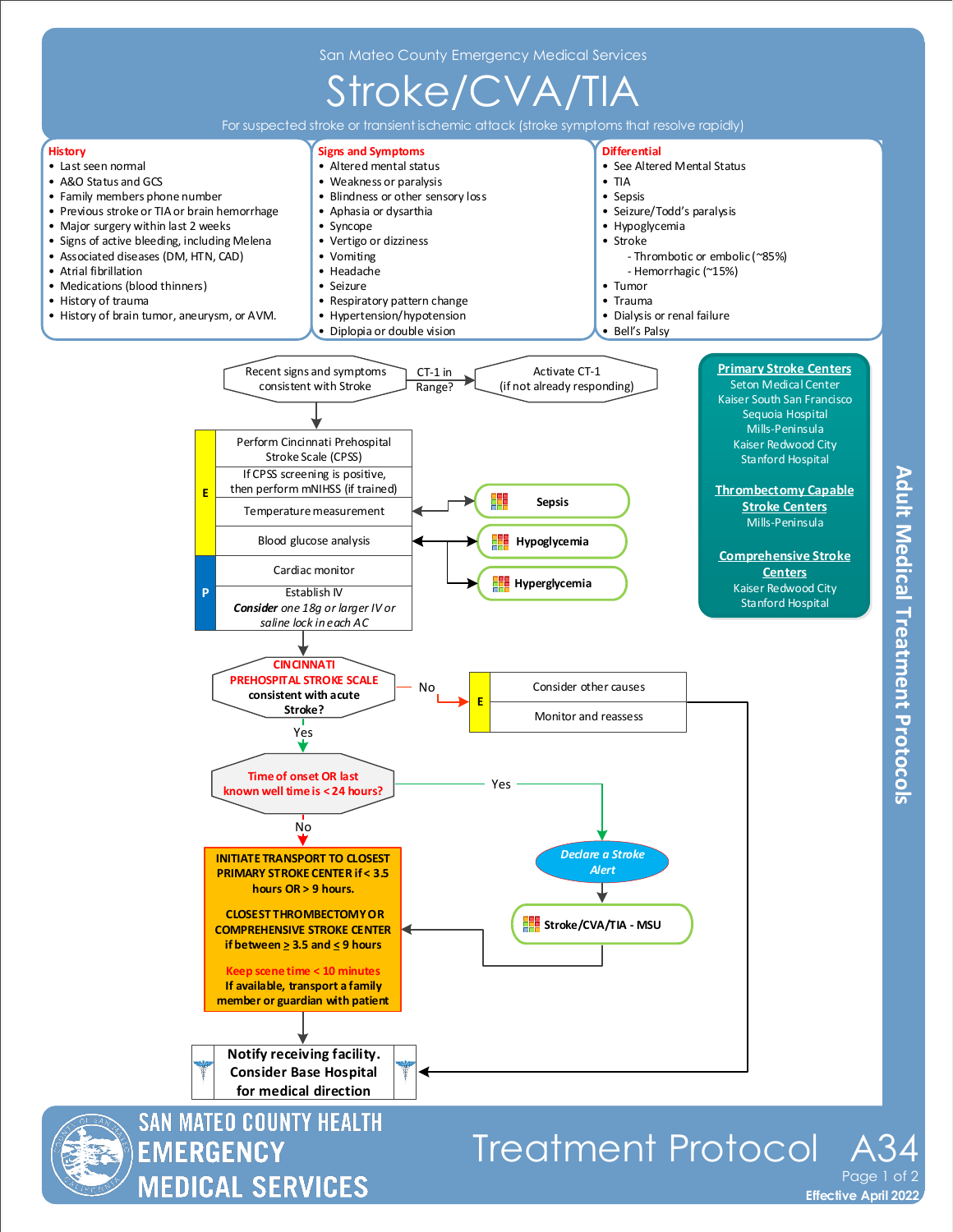San Mateo County Emergency Medical Services

# Stroke/CVA/TIA

For suspected stroke or transient ischemic attack (stroke symptoms that resolve rapidly)

## History

- Last seen normal
- A&O Status and GCS
- Family members phone number
- Previous stroke or TIA or brain hemorrhage
- Major surgery within last 2 weeks
- Signs of active bleeding, including Melena
- Associated diseases (DM, HTN, CAD)
- Atrial fibrillation
- Medications (blood thinners)
- History of trauma
- History of brain tumor, aneurysm, or AVM.

## Signs and Symptoms

- Altered mental status
- Weakness or paralysis
- Blindness or other sensory loss
- Aphasia or dysarthia
- Syncope
- Vertigo or dizziness
- Vomiting
- Headache
- Seizure
- Respiratory pattern change
- Hypertension/hypotension
- Diplopia or double vision

## Differential

- See Altered Mental Status
- TIA
- Sepsis
- Seizure/Todd's paralysis
- Hypoglycemia
- Stroke
  - Thrombotic or embolic (~85%)
  - Hemorrhagic (~15%)
- Tumor
- Trauma
- Dialysis or renal failure
- Bell's Palsy

## Protocol Flow

- Recent signs and symptoms consistent with Stroke → CT-1 in Range? → Activate CT-1 (if not already responding)

**E**
- Perform Cincinnati Prehospital Stroke Scale (CPSS)
- If CPSS screening is positive, then perform mNIHSS (if trained)
- Temperature measurement → **Sepsis**
- Blood glucose analysis → **Hypoglycemia** / **Hyperglycemia**

**P**
- Cardiac monitor
- Establish IV
  *Consider* one 18g or larger IV or saline lock in each AC

**CINCINNATI PREHOSPITAL STROKE SCALE consistent with acute Stroke?**

- No → **E**: Consider other causes; Monitor and reassess → Notify receiving facility.
- Yes → **Time of onset OR last known well time is < 24 hours?**
  - Yes → *Declare a Stroke Alert* → **Stroke/CVA/TIA - MSU** → Initiate transport (below)
  - No → Initiate transport (below)

**INITIATE TRANSPORT TO CLOSEST PRIMARY STROKE CENTER if < 3.5 hours OR > 9 hours.**

**CLOSEST THROMBECTOMY OR COMPREHENSIVE STROKE CENTER if between ≥ 3.5 and ≤ 9 hours**

**Keep scene time < 10 minutes**

**If available, transport a family member or guardian with patient**

↓

**Notify receiving facility. Consider Base Hospital for medical direction**

## Primary Stroke Centers

Seton Medical Center
Kaiser South San Francisco
Sequoia Hospital
Mills-Peninsula
Kaiser Redwood City
Stanford Hospital

## Thrombectomy Capable Stroke Centers

Mills-Peninsula

## Comprehensive Stroke Centers

Kaiser Redwood City
Stanford Hospital

Adult Medical Treatment Protocols

SAN MATEO COUNTY HEALTH EMERGENCY MEDICAL SERVICES

Treatment Protocol A34

Effective April 2022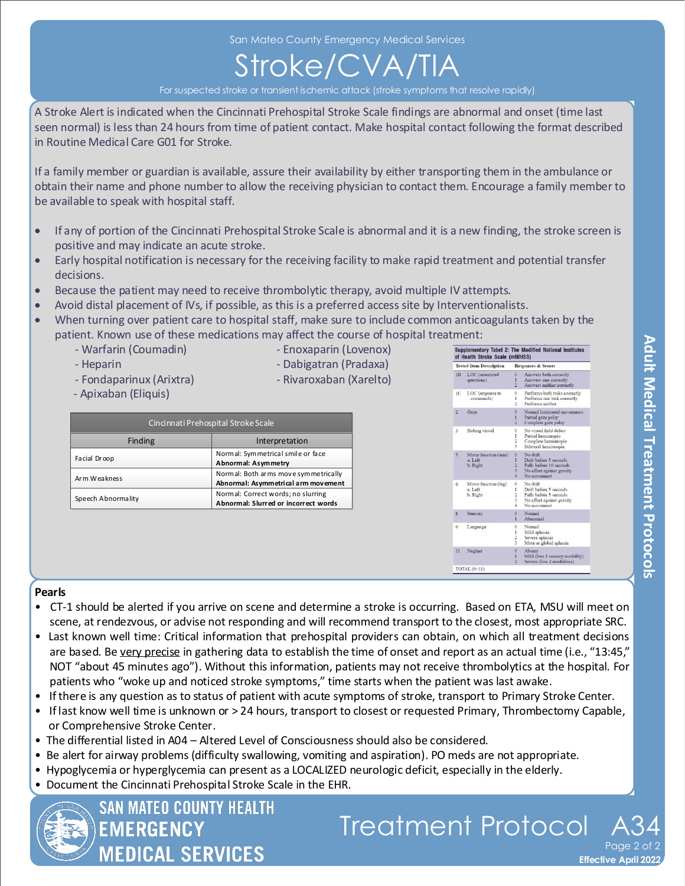San Mateo County Emergency Medical Services

# Stroke/CVA/TIA

For suspected stroke or transient ischemic attack (stroke symptoms that resolve rapidly)

A Stroke Alert is indicated when the Cincinnati Prehospital Stroke Scale findings are abnormal and onset (time last seen normal) is less than 24 hours from time of patient contact. Make hospital contact following the format described in Routine Medical Care G01 for Stroke.

If a family member or guardian is available, assure their availability by either transporting them in the ambulance or obtain their name and phone number to allow the receiving physician to contact them. Encourage a family member to be available to speak with hospital staff.

- If any of portion of the Cincinnati Prehospital Stroke Scale is abnormal and it is a new finding, the stroke screen is positive and may indicate an acute stroke.
- Early hospital notification is necessary for the receiving facility to make rapid treatment and potential transfer decisions.
- Because the patient may need to receive thrombolytic therapy, avoid multiple IV attempts.
- Avoid distal placement of IVs, if possible, as this is a preferred access site by Interventionalists.
- When turning over patient care to hospital staff, make sure to include common anticoagulants taken by the patient. Known use of these medications may affect the course of hospital treatment:
  - Warfarin (Coumadin)
  - Heparin
  - Fondaparinux (Arixtra)
  - Apixaban (Eliquis)
  - Enoxaparin (Lovenox)
  - Dabigatran (Pradaxa)
  - Rivaroxaban (Xarelto)

| Cincinnati Prehospital Stroke Scale | |
|---|---|
| **Finding** | **Interpretation** |
| Facial Droop | Normal: Symmetrical smile or face<br>**Abnormal: Asymmetry** |
| Arm Weakness | Normal: Both arms move symmetrically<br>**Abnormal: Asymmetrical arm movement** |
| Speech Abnormality | Normal: Correct words; no slurring<br>**Abnormal: Slurred or incorrect words** |

**Supplementary Tabel 2: The Modified National Institutes of Health Stroke Scale (mNIHSS)**

| Tested Item | Description | Responses & Scores |
|---|---|---|
| 1B | LOC (orientated questions) | 0 Answers both correctly<br>1 Answers one correctly<br>2 Answers neither correctly |
| 1C | LOC (response to commands) | 0 Performs both tasks correctly<br>1 Performs one task correctly<br>2 Performs neither |
| 2 | Gaze | 0 Normal horizontal movements<br>1 Partial gaze palsy<br>2 Complete gaze palsy |
| 3 | Bidang visual | 0 No visual field defect<br>1 Partial hemianopia<br>2 Complete hemianopia<br>3 Bilateral hemianopia |
| 5 | Motor function (arm)<br>a. Left<br>b. Right | 0 No drift<br>1 Drift before 5 seconds<br>2 Falls before 10 seconds<br>3 No effort against gravity<br>4 No movement |
| 6 | Motor function (leg)<br>a. Left<br>b. Right | 0 No drift<br>1 Drift before 5 seconds<br>2 Falls before 5 seconds<br>3 No effort against gravity<br>4 No movement |
| 8 | Sensory | 0 Normal<br>1 Abnormal |
| 9 | Language | 0 Normal<br>1 Mild aphasia<br>2 Severe aphasia<br>3 Mute or global aphasia |
| 11 | Neglect | 0 Absent<br>1 Mild (loss 1 sensory modality)<br>2 Severe (loss 2 modalities) |
| TOTAL (0–31) | | |

## Pearls

- CT-1 should be alerted if you arrive on scene and determine a stroke is occurring. Based on ETA, MSU will meet on scene, at rendezvous, or advise not responding and will recommend transport to the closest, most appropriate SRC.
- Last known well time: Critical information that prehospital providers can obtain, on which all treatment decisions are based. Be very precise in gathering data to establish the time of onset and report as an actual time (i.e., "13:45," NOT "about 45 minutes ago"). Without this information, patients may not receive thrombolytics at the hospital. For patients who "woke up and noticed stroke symptoms," time starts when the patient was last awake.
- If there is any question as to status of patient with acute symptoms of stroke, transport to Primary Stroke Center.
- If last know well time is unknown or > 24 hours, transport to closest or requested Primary, Thrombectomy Capable, or Comprehensive Stroke Center.
- The differential listed in A04 – Altered Level of Consciousness should also be considered.
- Be alert for airway problems (difficulty swallowing, vomiting and aspiration). PO meds are not appropriate.
- Hypoglycemia or hyperglycemia can present as a LOCALIZED neurologic deficit, especially in the elderly.
- Document the Cincinnati Prehospital Stroke Scale in the EHR.

Adult Medical Treatment Protocols

SAN MATEO COUNTY HEALTH EMERGENCY MEDICAL SERVICES

Treatment Protocol A34

Effective April 2022